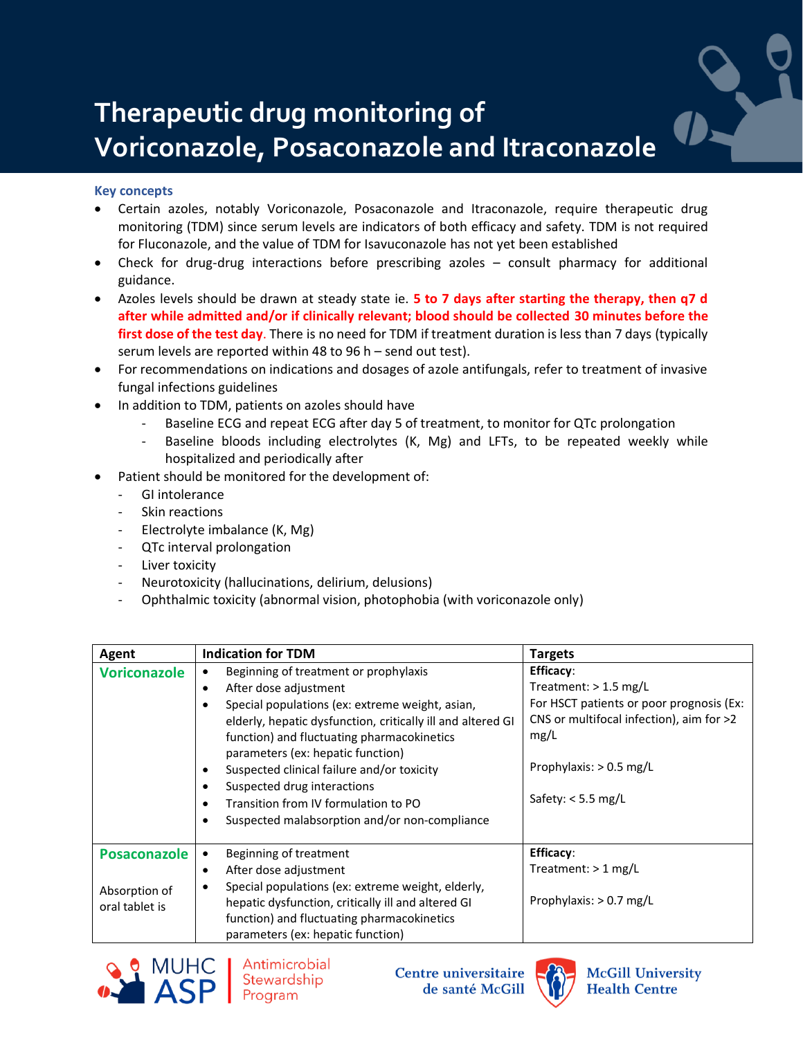# Therapeutic drug monitoring of Voriconazole, Posaconazole and Itraconazole

### Key concepts

- Certain azoles, notably Voriconazole, Posaconazole and Itraconazole, require therapeutic drug monitoring (TDM) since serum levels are indicators of both efficacy and safety. TDM is not required for Fluconazole, and the value of TDM for Isavuconazole has not yet been established
- Check for drug-drug interactions before prescribing azoles – consult pharmacy for additional guidance.
- Azoles levels should be drawn at steady state ie. **5 to 7 days after starting the therapy, then q7 d after while admitted and/or if clinically relevant; blood should be collected 30 minutes before the first dose of the test day**. There is no need for TDM if treatment duration is less than 7 days (typically serum levels are reported within 48 to 96 h – send out test).
- For recommendations on indications and dosages of azole antifungals, refer to treatment of invasive fungal infections guidelines
- In addition to TDM, patients on azoles should have
  - Baseline ECG and repeat ECG after day 5 of treatment, to monitor for QTc prolongation
  - Baseline bloods including electrolytes (K, Mg) and LFTs, to be repeated weekly while hospitalized and periodically after
- Patient should be monitored for the development of:
  - GI intolerance
  - Skin reactions
  - Electrolyte imbalance (K, Mg)
  - QTc interval prolongation
  - Liver toxicity
  - Neurotoxicity (hallucinations, delirium, delusions)
  - Ophthalmic toxicity (abnormal vision, photophobia (with voriconazole only)

| Agent | Indication for TDM | Targets |
|---|---|---|
| **Voriconazole** | • Beginning of treatment or prophylaxis<br>• After dose adjustment<br>• Special populations (ex: extreme weight, asian, elderly, hepatic dysfunction, critically ill and altered GI function) and fluctuating pharmacokinetics parameters (ex: hepatic function)<br>• Suspected clinical failure and/or toxicity<br>• Suspected drug interactions<br>• Transition from IV formulation to PO<br>• Suspected malabsorption and/or non-compliance | **Efficacy**:<br>Treatment: > 1.5 mg/L<br>For HSCT patients or poor prognosis (Ex: CNS or multifocal infection), aim for >2 mg/L<br><br>Prophylaxis: > 0.5 mg/L<br><br>Safety: < 5.5 mg/L |
| **Posaconazole**<br><br>Absorption of oral tablet is | • Beginning of treatment<br>• After dose adjustment<br>• Special populations (ex: extreme weight, elderly, hepatic dysfunction, critically ill and altered GI function) and fluctuating pharmacokinetics parameters (ex: hepatic function) | **Efficacy**:<br>Treatment: > 1 mg/L<br><br>Prophylaxis: > 0.7 mg/L |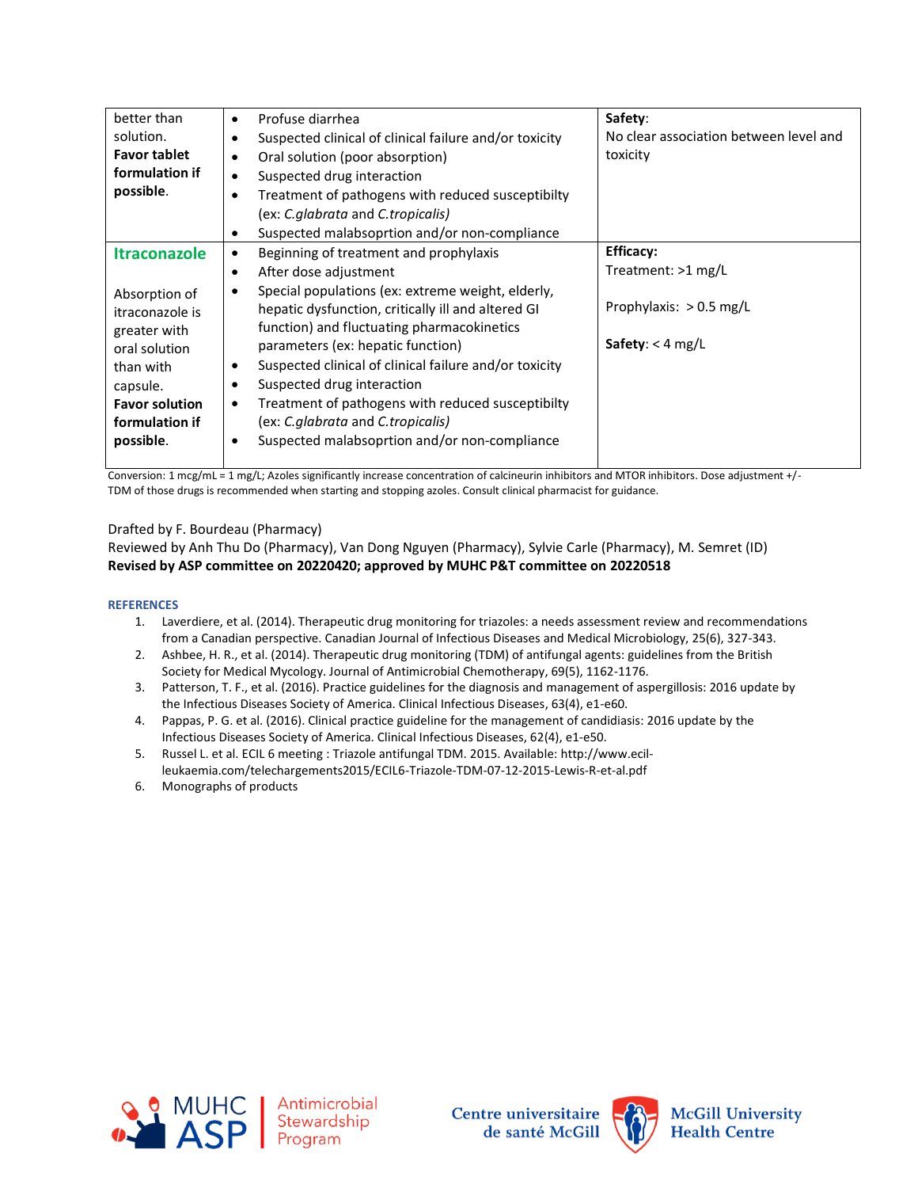| | | |
|---|---|---|
| better than solution. **Favor tablet formulation if possible**. | • Profuse diarrhea<br>• Suspected clinical of clinical failure and/or toxicity<br>• Oral solution (poor absorption)<br>• Suspected drug interaction<br>• Treatment of pathogens with reduced susceptibilty (ex: *C.glabrata* and *C.tropicalis)*<br>• Suspected malabsoprtion and/or non-compliance | **Safety**:<br>No clear association between level and toxicity |
| **Itraconazole**<br><br>Absorption of itraconazole is greater with oral solution than with capsule. **Favor solution formulation if possible**. | • Beginning of treatment and prophylaxis<br>• After dose adjustment<br>• Special populations (ex: extreme weight, elderly, hepatic dysfunction, critically ill and altered GI function) and fluctuating pharmacokinetics parameters (ex: hepatic function)<br>• Suspected clinical of clinical failure and/or toxicity<br>• Suspected drug interaction<br>• Treatment of pathogens with reduced susceptibilty (ex: *C.glabrata* and *C.tropicalis)*<br>• Suspected malabsoprtion and/or non-compliance | **Efficacy:**<br>Treatment: >1 mg/L<br><br>Prophylaxis: > 0.5 mg/L<br><br>**Safety**: < 4 mg/L |

Conversion: 1 mcg/mL = 1 mg/L; Azoles significantly increase concentration of calcineurin inhibitors and MTOR inhibitors. Dose adjustment +/- TDM of those drugs is recommended when starting and stopping azoles. Consult clinical pharmacist for guidance.

Drafted by F. Bourdeau (Pharmacy)
Reviewed by Anh Thu Do (Pharmacy), Van Dong Nguyen (Pharmacy), Sylvie Carle (Pharmacy), M. Semret (ID)
**Revised by ASP committee on 20220420; approved by MUHC P&T committee on 20220518**

## REFERENCES

1. Laverdiere, et al. (2014). Therapeutic drug monitoring for triazoles: a needs assessment review and recommendations from a Canadian perspective. Canadian Journal of Infectious Diseases and Medical Microbiology, 25(6), 327-343.
2. Ashbee, H. R., et al. (2014). Therapeutic drug monitoring (TDM) of antifungal agents: guidelines from the British Society for Medical Mycology. Journal of Antimicrobial Chemotherapy, 69(5), 1162-1176.
3. Patterson, T. F., et al. (2016). Practice guidelines for the diagnosis and management of aspergillosis: 2016 update by the Infectious Diseases Society of America. Clinical Infectious Diseases, 63(4), e1-e60.
4. Pappas, P. G. et al. (2016). Clinical practice guideline for the management of candidiasis: 2016 update by the Infectious Diseases Society of America. Clinical Infectious Diseases, 62(4), e1-e50.
5. Russel L. et al. ECIL 6 meeting : Triazole antifungal TDM. 2015. Available: http://www.ecil-leukaemia.com/telechargements2015/ECIL6-Triazole-TDM-07-12-2015-Lewis-R-et-al.pdf
6. Monographs of products

MUHC ASP | Antimicrobial Stewardship Program

Centre universitaire de santé McGill | McGill University Health Centre